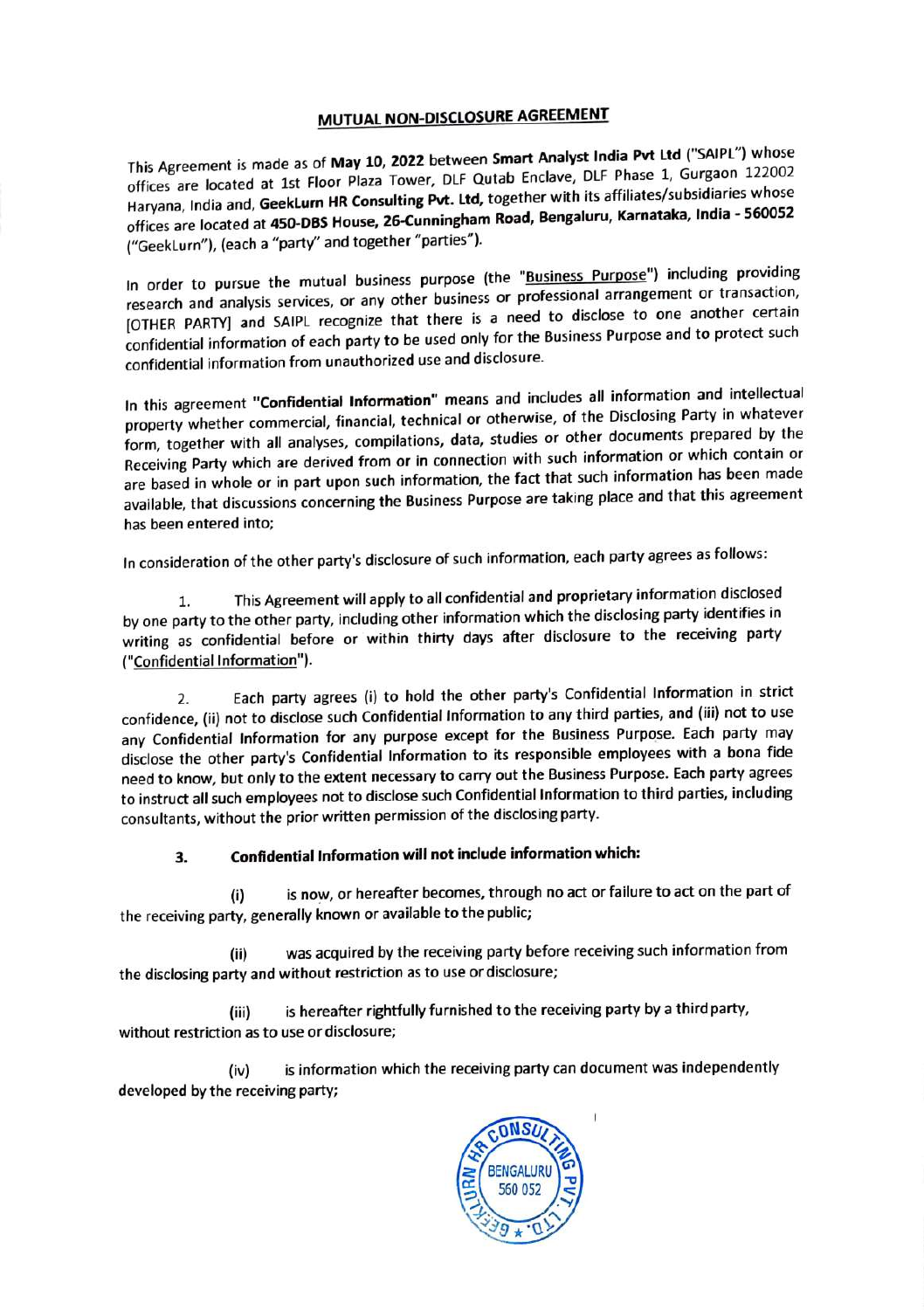## MUTUAL NON-DISCLOSURE AGREEMENT

This Agreement is made as of **May 10, 2022** between **Smart Analyst India Pvt Ltd** ("SAIPL") whose offices are located at 1st Floor Plaza Tower, DLF Qutab Enclave, DLF Phase 1, Gurgaon 122002 Haryana, India and, **GeekLurn HR Consulting Pvt. Ltd,** together with its affiliates/subsidiaries whose offices are located at **450-DBS House, 26-Cunningham Road, Bengaluru, Karnataka, India - 560052** ("GeekLurn"), (each a "party" and together "parties").

In order to pursue the mutual business purpose (the "Business Purpose") including providing research and analysis services, or any other business or professional arrangement or transaction, [OTHER PARTY] and SAIPL recognize that there is a need to disclose to one another certain confidential information of each party to be used only for the Business Purpose and to protect such confidential information from unauthorized use and disclosure.

In this agreement **"Confidential Information"** means and includes all information and intellectual property whether commercial, financial, technical or otherwise, of the Disclosing Party in whatever form, together with all analyses, compilations, data, studies or other documents prepared by the Receiving Party which are derived from or in connection with such information or which contain or are based in whole or in part upon such information, the fact that such information has been made available, that discussions concerning the Business Purpose are taking place and that this agreement has been entered into;

In consideration of the other party's disclosure of such information, each party agrees as follows:

1. This Agreement will apply to all confidential and proprietary information disclosed by one party to the other party, including other information which the disclosing party identifies in writing as confidential before or within thirty days after disclosure to the receiving party ("Confidential Information").

2. Each party agrees (i) to hold the other party's Confidential Information in strict confidence, (ii) not to disclose such Confidential Information to any third parties, and (iii) not to use any Confidential Information for any purpose except for the Business Purpose. Each party may disclose the other party's Confidential Information to its responsible employees with a bona fide need to know, but only to the extent necessary to carry out the Business Purpose. Each party agrees to instruct all such employees not to disclose such Confidential Information to third parties, including consultants, without the prior written permission of the disclosing party.

3. **Confidential Information will not include information which:**

   (i) is now, or hereafter becomes, through no act or failure to act on the part of the receiving party, generally known or available to the public;

   (ii) was acquired by the receiving party before receiving such information from the disclosing party and without restriction as to use or disclosure;

   (iii) is hereafter rightfully furnished to the receiving party by a third party, without restriction as to use or disclosure;

   (iv) is information which the receiving party can document was independently developed by the receiving party;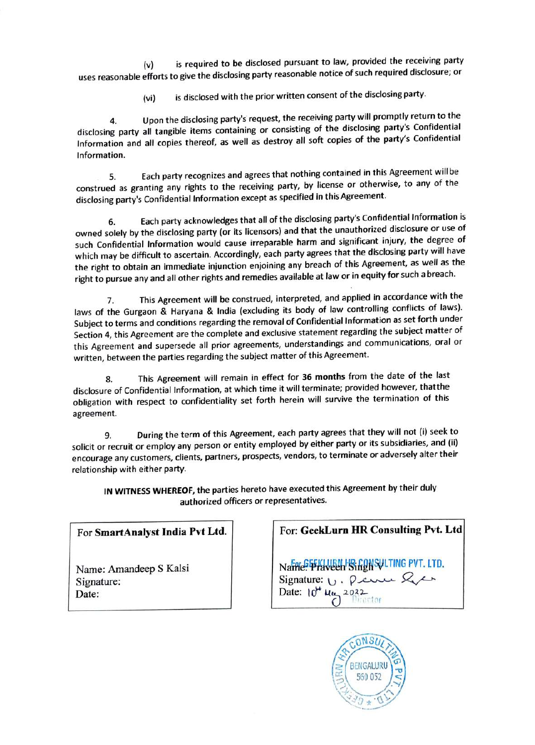(v) is required to be disclosed pursuant to law, provided the receiving party uses reasonable efforts to give the disclosing party reasonable notice of such required disclosure; or

(vi) is disclosed with the prior written consent of the disclosing party.

4. Upon the disclosing party's request, the receiving party will promptly return to the disclosing party all tangible items containing or consisting of the disclosing party's Confidential Information and all copies thereof, as well as destroy all soft copies of the party's Confidential Information.

5. Each party recognizes and agrees that nothing contained in this Agreement will be construed as granting any rights to the receiving party, by license or otherwise, to any of the disclosing party's Confidential Information except as specified in this Agreement.

6. Each party acknowledges that all of the disclosing party's Confidential Information is owned solely by the disclosing party (or its licensors) and that the unauthorized disclosure or use of such Confidential Information would cause irreparable harm and significant injury, the degree of which may be difficult to ascertain. Accordingly, each party agrees that the disclosing party will have the right to obtain an immediate injunction enjoining any breach of this Agreement, as well as the right to pursue any and all other rights and remedies available at law or in equity for such a breach.

7. This Agreement will be construed, interpreted, and applied in accordance with the laws of the Gurgaon & Haryana & India (excluding its body of law controlling conflicts of laws). Subject to terms and conditions regarding the removal of Confidential Information as set forth under Section 4, this Agreement are the complete and exclusive statement regarding the subject matter of this Agreement and supersede all prior agreements, understandings and communications, oral or written, between the parties regarding the subject matter of this Agreement.

8. This Agreement will remain in effect for **36 months** from the date of the last disclosure of Confidential Information, at which time it will terminate; provided however, that the obligation with respect to confidentiality set forth herein will survive the termination of this agreement.

9. During the term of this Agreement, each party agrees that they will not (i) seek to solicit or recruit or employ any person or entity employed by either party or its subsidiaries, and (ii) encourage any customers, clients, partners, prospects, vendors, to terminate or adversely alter their relationship with either party.

**IN WITNESS WHEREOF,** the parties hereto have executed this Agreement by their duly authorized officers or representatives.

| For **SmartAnalyst India Pvt Ltd.** | For: **GeekLurn HR Consulting Pvt. Ltd** |
|---|---|
| Name: Amandeep S Kalsi | Name: Praveen Singh (For GEEKLURN HR CONSULTING PVT. LTD.) |
| Signature: | Signature: U. Praveen Singh |
| Date: | Date: 10th May 2022 (Director) |

GEEKLURN HR CONSULTING PVT. LTD. BENGALURU 560 052